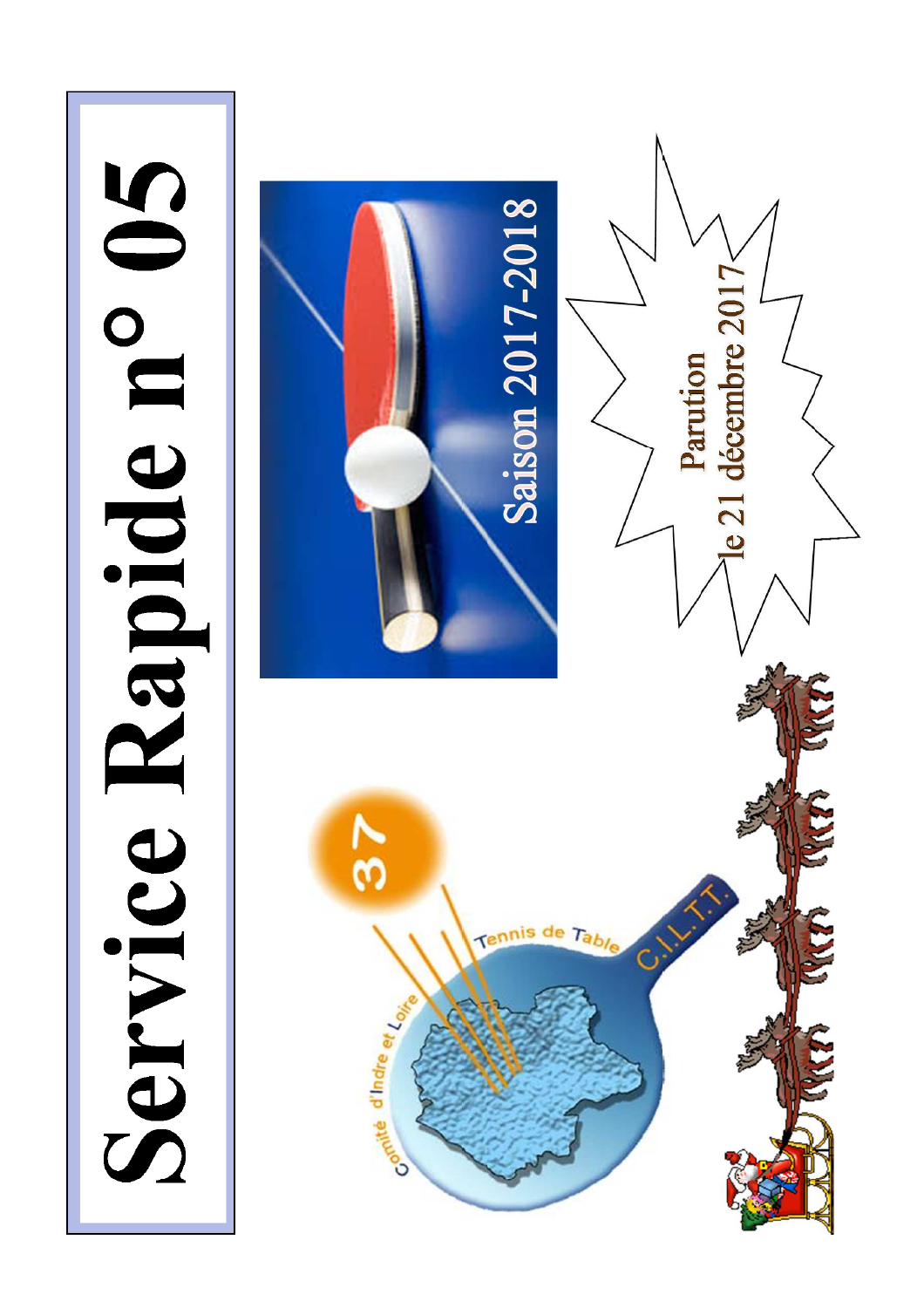# Service Rapide n° 05

Saison 2017-2018

Parution le 21 décembre 2017

Comité d'Indre et Loire Tennis de Table C.I.L.T.T. 37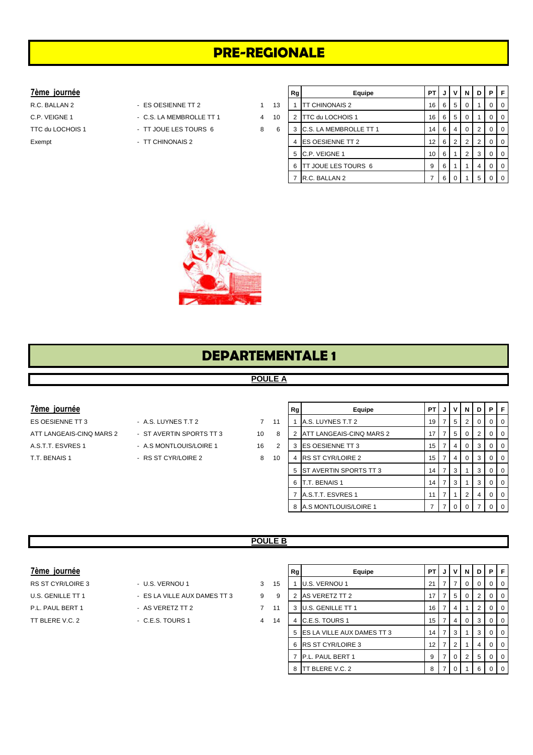# PRE-REGIONALE

### 7ème journée

| | | | |
|---|---|---|---|
| R.C. BALLAN 2 | - ES OESIENNE TT 2 | 1 | 13 |
| C.P. VEIGNE 1 | - C.S. LA MEMBROLLE TT 1 | 4 | 10 |
| TTC du LOCHOIS 1 | - TT JOUE LES TOURS 6 | 8 | 6 |
| Exempt | - TT CHINONAIS 2 | | |

| Rg | Equipe | PT | J | V | N | D | P | F |
|---|---|---|---|---|---|---|---|---|
| 1 | TT CHINONAIS 2 | 16 | 6 | 5 | 0 | 1 | 0 | 0 |
| 2 | TTC du LOCHOIS 1 | 16 | 6 | 5 | 0 | 1 | 0 | 0 |
| 3 | C.S. LA MEMBROLLE TT 1 | 14 | 6 | 4 | 0 | 2 | 0 | 0 |
| 4 | ES OESIENNE TT 2 | 12 | 6 | 2 | 2 | 2 | 0 | 0 |
| 5 | C.P. VEIGNE 1 | 10 | 6 | 1 | 2 | 3 | 0 | 0 |
| 6 | TT JOUE LES TOURS 6 | 9 | 6 | 1 | 1 | 4 | 0 | 0 |
| 7 | R.C. BALLAN 2 | 7 | 6 | 0 | 1 | 5 | 0 | 0 |

# DEPARTEMENTALE 1

## POULE A

### 7ème journée

| | | | |
|---|---|---|---|
| ES OESIENNE TT 3 | - A.S. LUYNES T.T 2 | 7 | 11 |
| ATT LANGEAIS-CINQ MARS 2 | - ST AVERTIN SPORTS TT 3 | 10 | 8 |
| A.S.T.T. ESVRES 1 | - A.S MONTLOUIS/LOIRE 1 | 16 | 2 |
| T.T. BENAIS 1 | - RS ST CYR/LOIRE 2 | 8 | 10 |

| Rg | Equipe | PT | J | V | N | D | P | F |
|---|---|---|---|---|---|---|---|---|
| 1 | A.S. LUYNES T.T 2 | 19 | 7 | 5 | 2 | 0 | 0 | 0 |
| 2 | ATT LANGEAIS-CINQ MARS 2 | 17 | 7 | 5 | 0 | 2 | 0 | 0 |
| 3 | ES OESIENNE TT 3 | 15 | 7 | 4 | 0 | 3 | 0 | 0 |
| 4 | RS ST CYR/LOIRE 2 | 15 | 7 | 4 | 0 | 3 | 0 | 0 |
| 5 | ST AVERTIN SPORTS TT 3 | 14 | 7 | 3 | 1 | 3 | 0 | 0 |
| 6 | T.T. BENAIS 1 | 14 | 7 | 3 | 1 | 3 | 0 | 0 |
| 7 | A.S.T.T. ESVRES 1 | 11 | 7 | 1 | 2 | 4 | 0 | 0 |
| 8 | A.S MONTLOUIS/LOIRE 1 | 7 | 7 | 0 | 0 | 7 | 0 | 0 |

## POULE B

### 7ème journée

| | | | |
|---|---|---|---|
| RS ST CYR/LOIRE 3 | - U.S. VERNOU 1 | 3 | 15 |
| U.S. GENILLE TT 1 | - ES LA VILLE AUX DAMES TT 3 | 9 | 9 |
| P.L. PAUL BERT 1 | - AS VERETZ TT 2 | 7 | 11 |
| TT BLERE V.C. 2 | - C.E.S. TOURS 1 | 4 | 14 |

| Rg | Equipe | PT | J | V | N | D | P | F |
|---|---|---|---|---|---|---|---|---|
| 1 | U.S. VERNOU 1 | 21 | 7 | 7 | 0 | 0 | 0 | 0 |
| 2 | AS VERETZ TT 2 | 17 | 7 | 5 | 0 | 2 | 0 | 0 |
| 3 | U.S. GENILLE TT 1 | 16 | 7 | 4 | 1 | 2 | 0 | 0 |
| 4 | C.E.S. TOURS 1 | 15 | 7 | 4 | 0 | 3 | 0 | 0 |
| 5 | ES LA VILLE AUX DAMES TT 3 | 14 | 7 | 3 | 1 | 3 | 0 | 0 |
| 6 | RS ST CYR/LOIRE 3 | 12 | 7 | 2 | 1 | 4 | 0 | 0 |
| 7 | P.L. PAUL BERT 1 | 9 | 7 | 0 | 2 | 5 | 0 | 0 |
| 8 | TT BLERE V.C. 2 | 8 | 7 | 0 | 1 | 6 | 0 | 0 |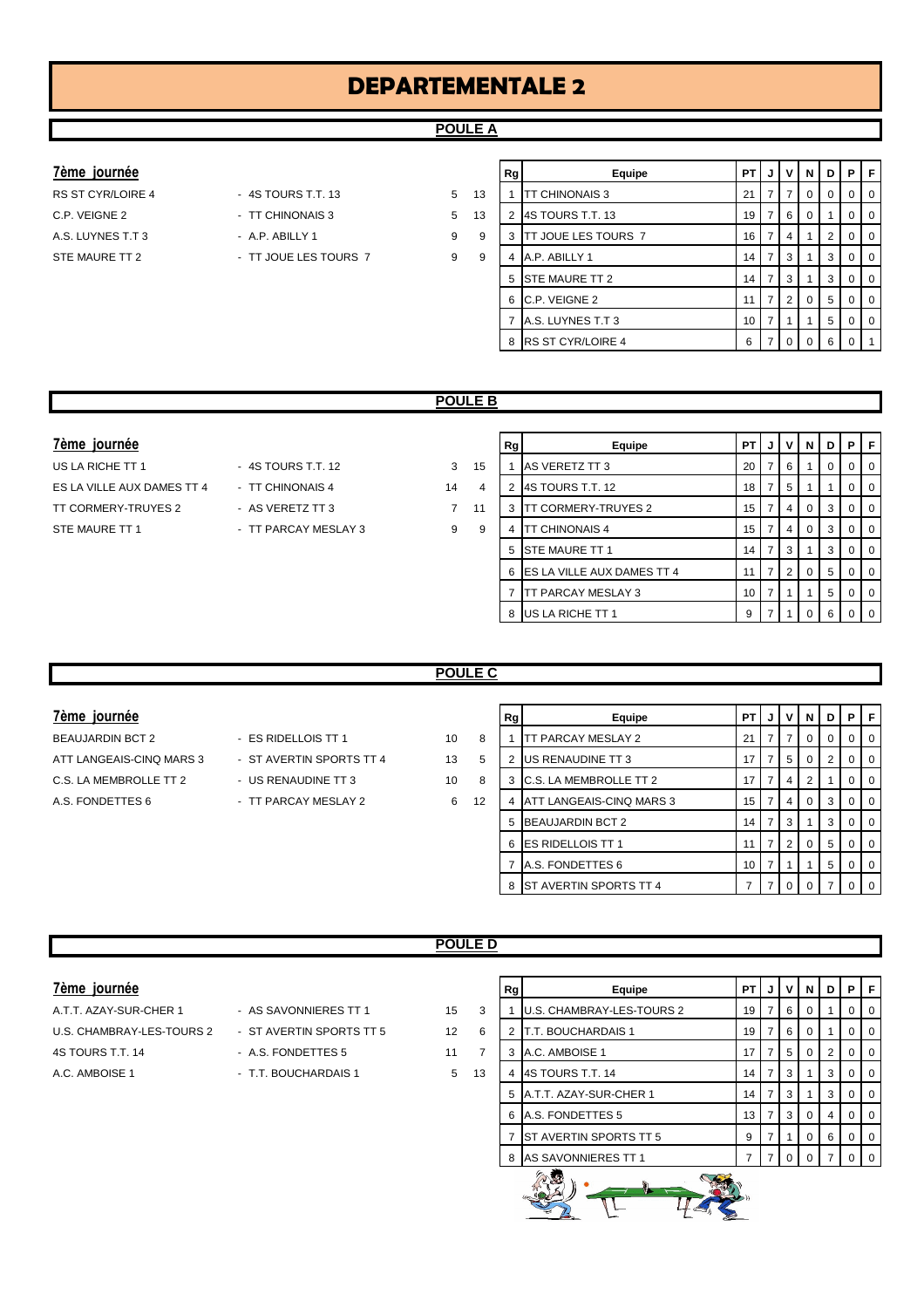# DEPARTEMENTALE 2

## POULE A

### 7ème journée

| Équipe 1 | Équipe 2 | Score 1 | Score 2 |
|---|---|---|---|
| RS ST CYR/LOIRE 4 | - 4S TOURS T.T. 13 | 5 | 13 |
| C.P. VEIGNE 2 | - TT CHINONAIS 3 | 5 | 13 |
| A.S. LUYNES T.T 3 | - A.P. ABILLY 1 | 9 | 9 |
| STE MAURE TT 2 | - TT JOUE LES TOURS 7 | 9 | 9 |

| Rg | Equipe | PT | J | V | N | D | P | F |
|---|---|---|---|---|---|---|---|---|
| 1 | TT CHINONAIS 3 | 21 | 7 | 7 | 0 | 0 | 0 | 0 |
| 2 | 4S TOURS T.T. 13 | 19 | 7 | 6 | 0 | 1 | 0 | 0 |
| 3 | TT JOUE LES TOURS 7 | 16 | 7 | 4 | 1 | 2 | 0 | 0 |
| 4 | A.P. ABILLY 1 | 14 | 7 | 3 | 1 | 3 | 0 | 0 |
| 5 | STE MAURE TT 2 | 14 | 7 | 3 | 1 | 3 | 0 | 0 |
| 6 | C.P. VEIGNE 2 | 11 | 7 | 2 | 0 | 5 | 0 | 0 |
| 7 | A.S. LUYNES T.T 3 | 10 | 7 | 1 | 1 | 5 | 0 | 0 |
| 8 | RS ST CYR/LOIRE 4 | 6 | 7 | 0 | 0 | 6 | 0 | 1 |

## POULE B

### 7ème journée

| Équipe 1 | Équipe 2 | Score 1 | Score 2 |
|---|---|---|---|
| US LA RICHE TT 1 | - 4S TOURS T.T. 12 | 3 | 15 |
| ES LA VILLE AUX DAMES TT 4 | - TT CHINONAIS 4 | 14 | 4 |
| TT CORMERY-TRUYES 2 | - AS VERETZ TT 3 | 7 | 11 |
| STE MAURE TT 1 | - TT PARCAY MESLAY 3 | 9 | 9 |

| Rg | Equipe | PT | J | V | N | D | P | F |
|---|---|---|---|---|---|---|---|---|
| 1 | AS VERETZ TT 3 | 20 | 7 | 6 | 1 | 0 | 0 | 0 |
| 2 | 4S TOURS T.T. 12 | 18 | 7 | 5 | 1 | 1 | 0 | 0 |
| 3 | TT CORMERY-TRUYES 2 | 15 | 7 | 4 | 0 | 3 | 0 | 0 |
| 4 | TT CHINONAIS 4 | 15 | 7 | 4 | 0 | 3 | 0 | 0 |
| 5 | STE MAURE TT 1 | 14 | 7 | 3 | 1 | 3 | 0 | 0 |
| 6 | ES LA VILLE AUX DAMES TT 4 | 11 | 7 | 2 | 0 | 5 | 0 | 0 |
| 7 | TT PARCAY MESLAY 3 | 10 | 7 | 1 | 1 | 5 | 0 | 0 |
| 8 | US LA RICHE TT 1 | 9 | 7 | 1 | 0 | 6 | 0 | 0 |

## POULE C

### 7ème journée

| Équipe 1 | Équipe 2 | Score 1 | Score 2 |
|---|---|---|---|
| BEAUJARDIN BCT 2 | - ES RIDELLOIS TT 1 | 10 | 8 |
| ATT LANGEAIS-CINQ MARS 3 | - ST AVERTIN SPORTS TT 4 | 13 | 5 |
| C.S. LA MEMBROLLE TT 2 | - US RENAUDINE TT 3 | 10 | 8 |
| A.S. FONDETTES 6 | - TT PARCAY MESLAY 2 | 6 | 12 |

| Rg | Equipe | PT | J | V | N | D | P | F |
|---|---|---|---|---|---|---|---|---|
| 1 | TT PARCAY MESLAY 2 | 21 | 7 | 7 | 0 | 0 | 0 | 0 |
| 2 | US RENAUDINE TT 3 | 17 | 7 | 5 | 0 | 2 | 0 | 0 |
| 3 | C.S. LA MEMBROLLE TT 2 | 17 | 7 | 4 | 2 | 1 | 0 | 0 |
| 4 | ATT LANGEAIS-CINQ MARS 3 | 15 | 7 | 4 | 0 | 3 | 0 | 0 |
| 5 | BEAUJARDIN BCT 2 | 14 | 7 | 3 | 1 | 3 | 0 | 0 |
| 6 | ES RIDELLOIS TT 1 | 11 | 7 | 2 | 0 | 5 | 0 | 0 |
| 7 | A.S. FONDETTES 6 | 10 | 7 | 1 | 1 | 5 | 0 | 0 |
| 8 | ST AVERTIN SPORTS TT 4 | 7 | 7 | 0 | 0 | 7 | 0 | 0 |

## POULE D

### 7ème journée

| Équipe 1 | Équipe 2 | Score 1 | Score 2 |
|---|---|---|---|
| A.T.T. AZAY-SUR-CHER 1 | - AS SAVONNIERES TT 1 | 15 | 3 |
| U.S. CHAMBRAY-LES-TOURS 2 | - ST AVERTIN SPORTS TT 5 | 12 | 6 |
| 4S TOURS T.T. 14 | - A.S. FONDETTES 5 | 11 | 7 |
| A.C. AMBOISE 1 | - T.T. BOUCHARDAIS 1 | 5 | 13 |

| Rg | Equipe | PT | J | V | N | D | P | F |
|---|---|---|---|---|---|---|---|---|
| 1 | U.S. CHAMBRAY-LES-TOURS 2 | 19 | 7 | 6 | 0 | 1 | 0 | 0 |
| 2 | T.T. BOUCHARDAIS 1 | 19 | 7 | 6 | 0 | 1 | 0 | 0 |
| 3 | A.C. AMBOISE 1 | 17 | 7 | 5 | 0 | 2 | 0 | 0 |
| 4 | 4S TOURS T.T. 14 | 14 | 7 | 3 | 1 | 3 | 0 | 0 |
| 5 | A.T.T. AZAY-SUR-CHER 1 | 14 | 7 | 3 | 1 | 3 | 0 | 0 |
| 6 | A.S. FONDETTES 5 | 13 | 7 | 3 | 0 | 4 | 0 | 0 |
| 7 | ST AVERTIN SPORTS TT 5 | 9 | 7 | 1 | 0 | 6 | 0 | 0 |
| 8 | AS SAVONNIERES TT 1 | 7 | 7 | 0 | 0 | 7 | 0 | 0 |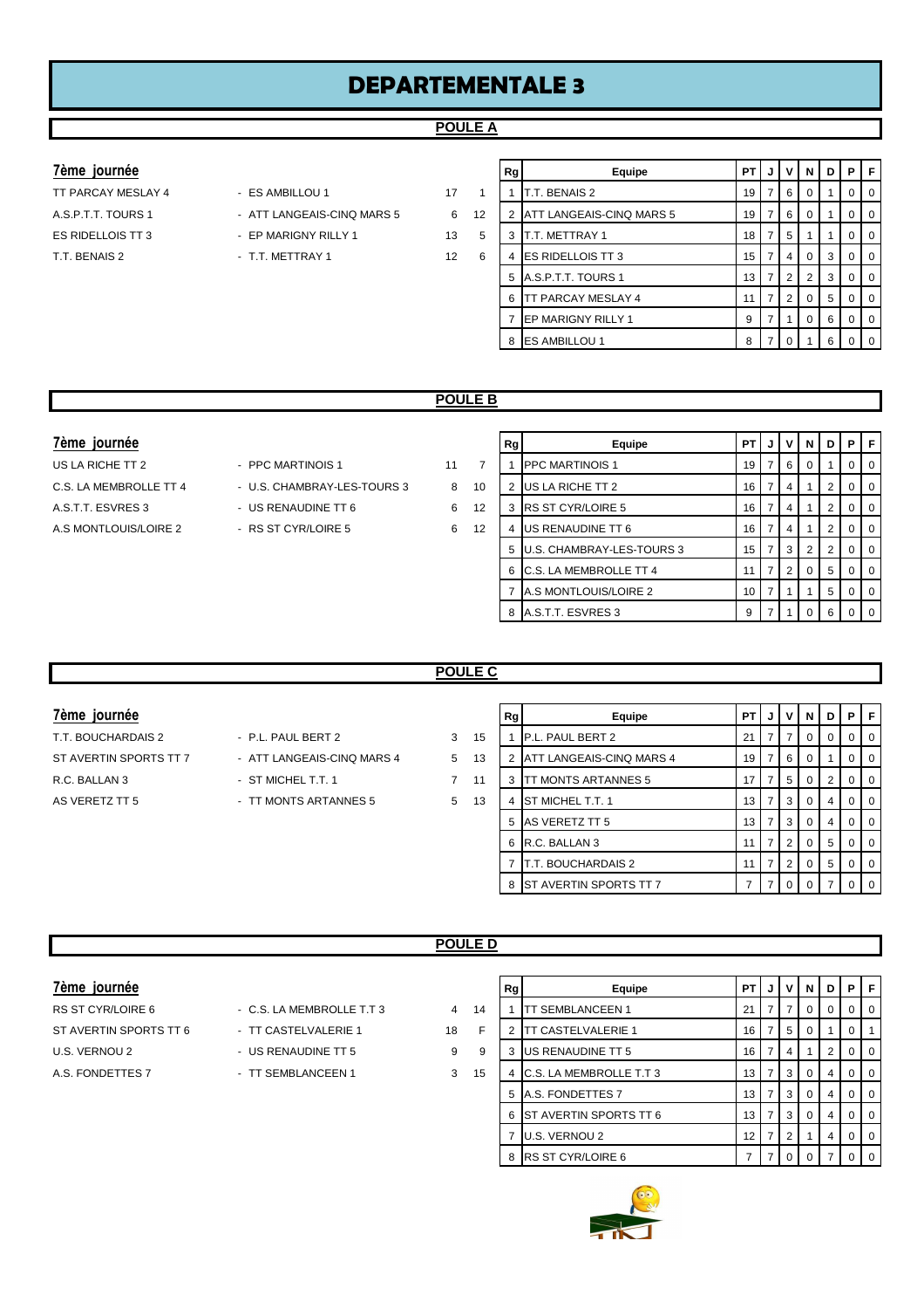# DEPARTEMENTALE 3

## POULE A

### 7ème journée

| | | | |
|---|---|---|---|
| TT PARCAY MESLAY 4 | - ES AMBILLOU 1 | 17 | 1 |
| A.S.P.T.T. TOURS 1 | - ATT LANGEAIS-CINQ MARS 5 | 6 | 12 |
| ES RIDELLOIS TT 3 | - EP MARIGNY RILLY 1 | 13 | 5 |
| T.T. BENAIS 2 | - T.T. METTRAY 1 | 12 | 6 |

| Rg | Equipe | PT | J | V | N | D | P | F |
|---|---|---|---|---|---|---|---|---|
| 1 | T.T. BENAIS 2 | 19 | 7 | 6 | 0 | 1 | 0 | 0 |
| 2 | ATT LANGEAIS-CINQ MARS 5 | 19 | 7 | 6 | 0 | 1 | 0 | 0 |
| 3 | T.T. METTRAY 1 | 18 | 7 | 5 | 1 | 1 | 0 | 0 |
| 4 | ES RIDELLOIS TT 3 | 15 | 7 | 4 | 0 | 3 | 0 | 0 |
| 5 | A.S.P.T.T. TOURS 1 | 13 | 7 | 2 | 2 | 3 | 0 | 0 |
| 6 | TT PARCAY MESLAY 4 | 11 | 7 | 2 | 0 | 5 | 0 | 0 |
| 7 | EP MARIGNY RILLY 1 | 9 | 7 | 1 | 0 | 6 | 0 | 0 |
| 8 | ES AMBILLOU 1 | 8 | 7 | 0 | 1 | 6 | 0 | 0 |

## POULE B

### 7ème journée

| | | | |
|---|---|---|---|
| US LA RICHE TT 2 | - PPC MARTINOIS 1 | 11 | 7 |
| C.S. LA MEMBROLLE TT 4 | - U.S. CHAMBRAY-LES-TOURS 3 | 8 | 10 |
| A.S.T.T. ESVRES 3 | - US RENAUDINE TT 6 | 6 | 12 |
| A.S MONTLOUIS/LOIRE 2 | - RS ST CYR/LOIRE 5 | 6 | 12 |

| Rg | Equipe | PT | J | V | N | D | P | F |
|---|---|---|---|---|---|---|---|---|
| 1 | PPC MARTINOIS 1 | 19 | 7 | 6 | 0 | 1 | 0 | 0 |
| 2 | US LA RICHE TT 2 | 16 | 7 | 4 | 1 | 2 | 0 | 0 |
| 3 | RS ST CYR/LOIRE 5 | 16 | 7 | 4 | 1 | 2 | 0 | 0 |
| 4 | US RENAUDINE TT 6 | 16 | 7 | 4 | 1 | 2 | 0 | 0 |
| 5 | U.S. CHAMBRAY-LES-TOURS 3 | 15 | 7 | 3 | 2 | 2 | 0 | 0 |
| 6 | C.S. LA MEMBROLLE TT 4 | 11 | 7 | 2 | 0 | 5 | 0 | 0 |
| 7 | A.S MONTLOUIS/LOIRE 2 | 10 | 7 | 1 | 1 | 5 | 0 | 0 |
| 8 | A.S.T.T. ESVRES 3 | 9 | 7 | 1 | 0 | 6 | 0 | 0 |

## POULE C

### 7ème journée

| | | | |
|---|---|---|---|
| T.T. BOUCHARDAIS 2 | - P.L. PAUL BERT 2 | 3 | 15 |
| ST AVERTIN SPORTS TT 7 | - ATT LANGEAIS-CINQ MARS 4 | 5 | 13 |
| R.C. BALLAN 3 | - ST MICHEL T.T. 1 | 7 | 11 |
| AS VERETZ TT 5 | - TT MONTS ARTANNES 5 | 5 | 13 |

| Rg | Equipe | PT | J | V | N | D | P | F |
|---|---|---|---|---|---|---|---|---|
| 1 | P.L. PAUL BERT 2 | 21 | 7 | 7 | 0 | 0 | 0 | 0 |
| 2 | ATT LANGEAIS-CINQ MARS 4 | 19 | 7 | 6 | 0 | 1 | 0 | 0 |
| 3 | TT MONTS ARTANNES 5 | 17 | 7 | 5 | 0 | 2 | 0 | 0 |
| 4 | ST MICHEL T.T. 1 | 13 | 7 | 3 | 0 | 4 | 0 | 0 |
| 5 | AS VERETZ TT 5 | 13 | 7 | 3 | 0 | 4 | 0 | 0 |
| 6 | R.C. BALLAN 3 | 11 | 7 | 2 | 0 | 5 | 0 | 0 |
| 7 | T.T. BOUCHARDAIS 2 | 11 | 7 | 2 | 0 | 5 | 0 | 0 |
| 8 | ST AVERTIN SPORTS TT 7 | 7 | 7 | 0 | 0 | 7 | 0 | 0 |

## POULE D

### 7ème journée

| | | | |
|---|---|---|---|
| RS ST CYR/LOIRE 6 | - C.S. LA MEMBROLLE T.T 3 | 4 | 14 |
| ST AVERTIN SPORTS TT 6 | - TT CASTELVALERIE 1 | 18 | F |
| U.S. VERNOU 2 | - US RENAUDINE TT 5 | 9 | 9 |
| A.S. FONDETTES 7 | - TT SEMBLANCEEN 1 | 3 | 15 |

| Rg | Equipe | PT | J | V | N | D | P | F |
|---|---|---|---|---|---|---|---|---|
| 1 | TT SEMBLANCEEN 1 | 21 | 7 | 7 | 0 | 0 | 0 | 0 |
| 2 | TT CASTELVALERIE 1 | 16 | 7 | 5 | 0 | 1 | 0 | 1 |
| 3 | US RENAUDINE TT 5 | 16 | 7 | 4 | 1 | 2 | 0 | 0 |
| 4 | C.S. LA MEMBROLLE T.T 3 | 13 | 7 | 3 | 0 | 4 | 0 | 0 |
| 5 | A.S. FONDETTES 7 | 13 | 7 | 3 | 0 | 4 | 0 | 0 |
| 6 | ST AVERTIN SPORTS TT 6 | 13 | 7 | 3 | 0 | 4 | 0 | 0 |
| 7 | U.S. VERNOU 2 | 12 | 7 | 2 | 1 | 4 | 0 | 0 |
| 8 | RS ST CYR/LOIRE 6 | 7 | 7 | 0 | 0 | 7 | 0 | 0 |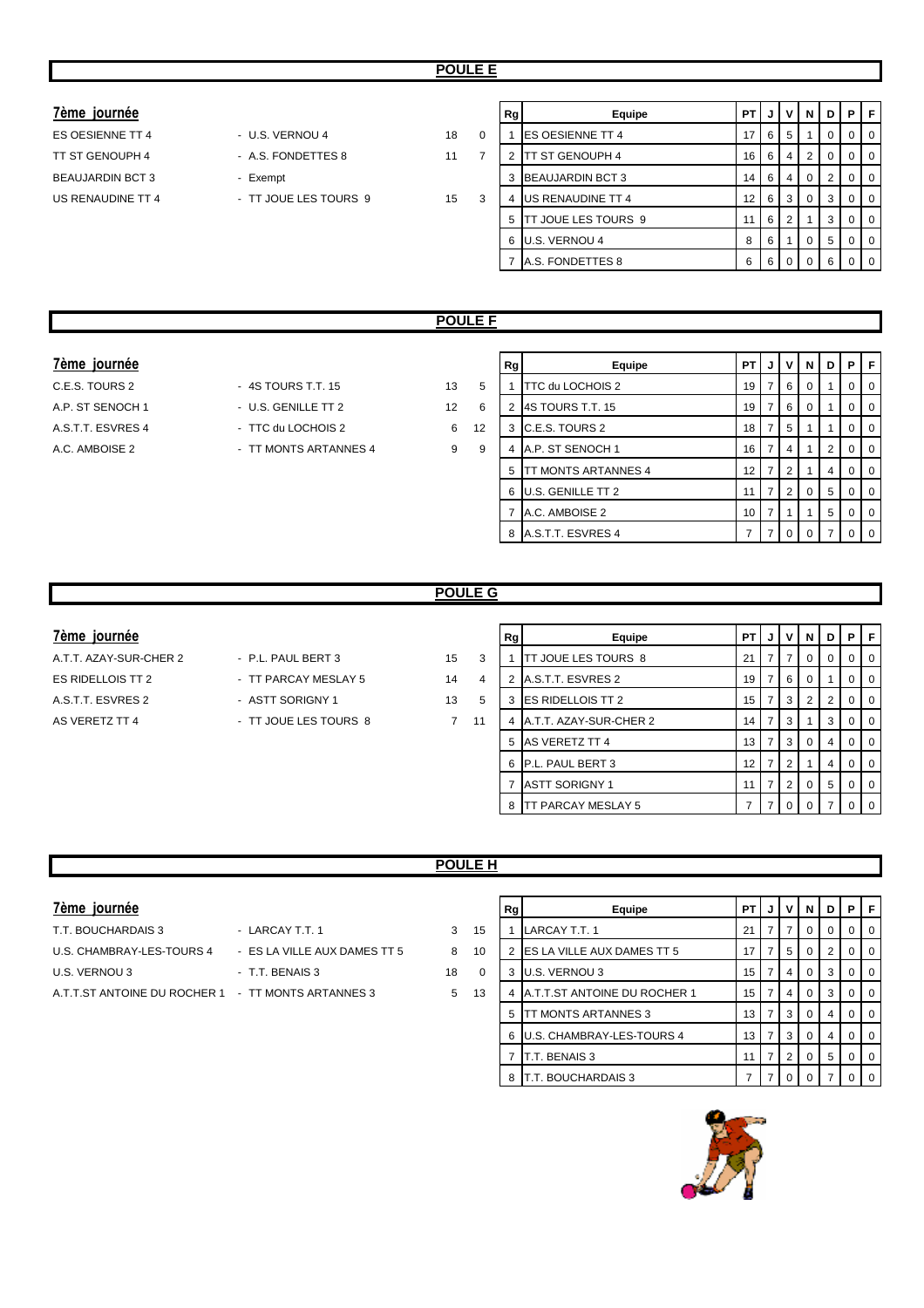## POULE E

### 7ème journée

| | | | |
|---|---|---|---|
| ES OESIENNE TT 4 | - U.S. VERNOU 4 | 18 | 0 |
| TT ST GENOUPH 4 | - A.S. FONDETTES 8 | 11 | 7 |
| BEAUJARDIN BCT 3 | - Exempt | | |
| US RENAUDINE TT 4 | - TT JOUE LES TOURS 9 | 15 | 3 |

| Rg | Equipe | PT | J | V | N | D | P | F |
|---|---|---|---|---|---|---|---|---|
| 1 | ES OESIENNE TT 4 | 17 | 6 | 5 | 1 | 0 | 0 | 0 |
| 2 | TT ST GENOUPH 4 | 16 | 6 | 4 | 2 | 0 | 0 | 0 |
| 3 | BEAUJARDIN BCT 3 | 14 | 6 | 4 | 0 | 2 | 0 | 0 |
| 4 | US RENAUDINE TT 4 | 12 | 6 | 3 | 0 | 3 | 0 | 0 |
| 5 | TT JOUE LES TOURS 9 | 11 | 6 | 2 | 1 | 3 | 0 | 0 |
| 6 | U.S. VERNOU 4 | 8 | 6 | 1 | 0 | 5 | 0 | 0 |
| 7 | A.S. FONDETTES 8 | 6 | 6 | 0 | 0 | 6 | 0 | 0 |

## POULE F

### 7ème journée

| | | | |
|---|---|---|---|
| C.E.S. TOURS 2 | - 4S TOURS T.T. 15 | 13 | 5 |
| A.P. ST SENOCH 1 | - U.S. GENILLE TT 2 | 12 | 6 |
| A.S.T.T. ESVRES 4 | - TTC du LOCHOIS 2 | 6 | 12 |
| A.C. AMBOISE 2 | - TT MONTS ARTANNES 4 | 9 | 9 |

| Rg | Equipe | PT | J | V | N | D | P | F |
|---|---|---|---|---|---|---|---|---|
| 1 | TTC du LOCHOIS 2 | 19 | 7 | 6 | 0 | 1 | 0 | 0 |
| 2 | 4S TOURS T.T. 15 | 19 | 7 | 6 | 0 | 1 | 0 | 0 |
| 3 | C.E.S. TOURS 2 | 18 | 7 | 5 | 1 | 1 | 0 | 0 |
| 4 | A.P. ST SENOCH 1 | 16 | 7 | 4 | 1 | 2 | 0 | 0 |
| 5 | TT MONTS ARTANNES 4 | 12 | 7 | 2 | 1 | 4 | 0 | 0 |
| 6 | U.S. GENILLE TT 2 | 11 | 7 | 2 | 0 | 5 | 0 | 0 |
| 7 | A.C. AMBOISE 2 | 10 | 7 | 1 | 1 | 5 | 0 | 0 |
| 8 | A.S.T.T. ESVRES 4 | 7 | 7 | 0 | 0 | 7 | 0 | 0 |

## POULE G

### 7ème journée

| | | | |
|---|---|---|---|
| A.T.T. AZAY-SUR-CHER 2 | - P.L. PAUL BERT 3 | 15 | 3 |
| ES RIDELLOIS TT 2 | - TT PARCAY MESLAY 5 | 14 | 4 |
| A.S.T.T. ESVRES 2 | - ASTT SORIGNY 1 | 13 | 5 |
| AS VERETZ TT 4 | - TT JOUE LES TOURS 8 | 7 | 11 |

| Rg | Equipe | PT | J | V | N | D | P | F |
|---|---|---|---|---|---|---|---|---|
| 1 | TT JOUE LES TOURS 8 | 21 | 7 | 7 | 0 | 0 | 0 | 0 |
| 2 | A.S.T.T. ESVRES 2 | 19 | 7 | 6 | 0 | 1 | 0 | 0 |
| 3 | ES RIDELLOIS TT 2 | 15 | 7 | 3 | 2 | 2 | 0 | 0 |
| 4 | A.T.T. AZAY-SUR-CHER 2 | 14 | 7 | 3 | 1 | 3 | 0 | 0 |
| 5 | AS VERETZ TT 4 | 13 | 7 | 3 | 0 | 4 | 0 | 0 |
| 6 | P.L. PAUL BERT 3 | 12 | 7 | 2 | 1 | 4 | 0 | 0 |
| 7 | ASTT SORIGNY 1 | 11 | 7 | 2 | 0 | 5 | 0 | 0 |
| 8 | TT PARCAY MESLAY 5 | 7 | 7 | 0 | 0 | 7 | 0 | 0 |

## POULE H

### 7ème journée

| | | | |
|---|---|---|---|
| T.T. BOUCHARDAIS 3 | - LARCAY T.T. 1 | 3 | 15 |
| U.S. CHAMBRAY-LES-TOURS 4 | - ES LA VILLE AUX DAMES TT 5 | 8 | 10 |
| U.S. VERNOU 3 | - T.T. BENAIS 3 | 18 | 0 |
| A.T.T.ST ANTOINE DU ROCHER 1 | - TT MONTS ARTANNES 3 | 5 | 13 |

| Rg | Equipe | PT | J | V | N | D | P | F |
|---|---|---|---|---|---|---|---|---|
| 1 | LARCAY T.T. 1 | 21 | 7 | 7 | 0 | 0 | 0 | 0 |
| 2 | ES LA VILLE AUX DAMES TT 5 | 17 | 7 | 5 | 0 | 2 | 0 | 0 |
| 3 | U.S. VERNOU 3 | 15 | 7 | 4 | 0 | 3 | 0 | 0 |
| 4 | A.T.T.ST ANTOINE DU ROCHER 1 | 15 | 7 | 4 | 0 | 3 | 0 | 0 |
| 5 | TT MONTS ARTANNES 3 | 13 | 7 | 3 | 0 | 4 | 0 | 0 |
| 6 | U.S. CHAMBRAY-LES-TOURS 4 | 13 | 7 | 3 | 0 | 4 | 0 | 0 |
| 7 | T.T. BENAIS 3 | 11 | 7 | 2 | 0 | 5 | 0 | 0 |
| 8 | T.T. BOUCHARDAIS 3 | 7 | 7 | 0 | 0 | 7 | 0 | 0 |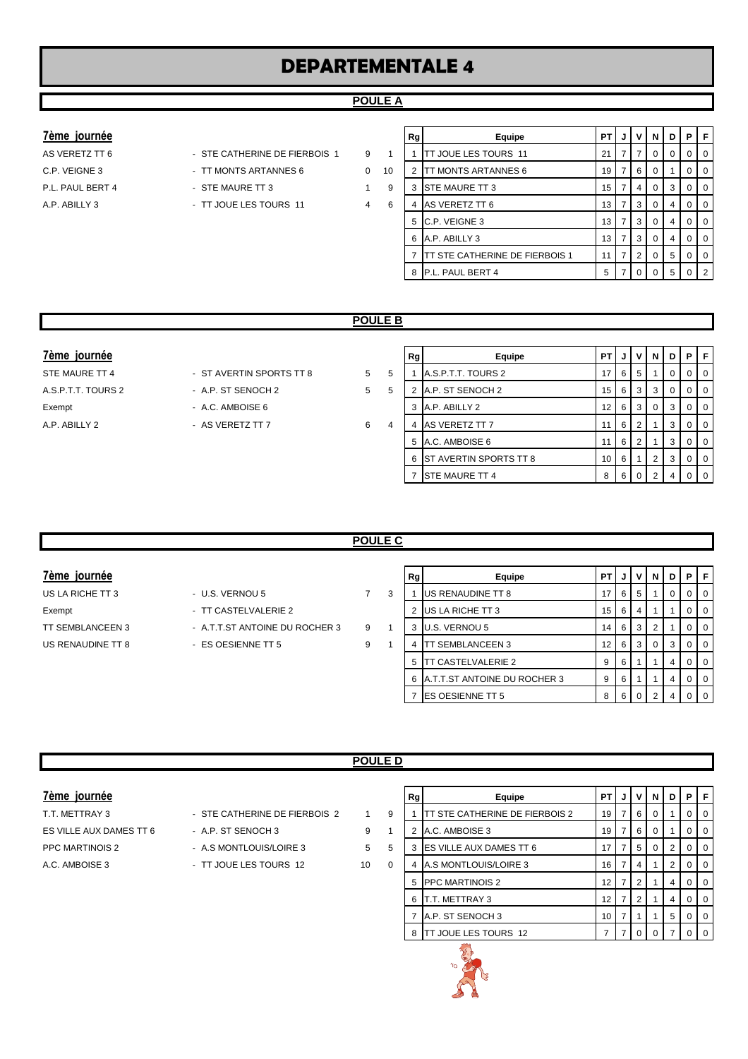# DEPARTEMENTALE 4

## POULE A

### 7ème journée

| | | | |
|---|---|---|---|
| AS VERETZ TT 6 | - STE CATHERINE DE FIERBOIS 1 | 9 | 1 |
| C.P. VEIGNE 3 | - TT MONTS ARTANNES 6 | 0 | 10 |
| P.L. PAUL BERT 4 | - STE MAURE TT 3 | 1 | 9 |
| A.P. ABILLY 3 | - TT JOUE LES TOURS 11 | 4 | 6 |

| Rg | Equipe | PT | J | V | N | D | P | F |
|---|---|---|---|---|---|---|---|---|
| 1 | TT JOUE LES TOURS 11 | 21 | 7 | 7 | 0 | 0 | 0 | 0 |
| 2 | TT MONTS ARTANNES 6 | 19 | 7 | 6 | 0 | 1 | 0 | 0 |
| 3 | STE MAURE TT 3 | 15 | 7 | 4 | 0 | 3 | 0 | 0 |
| 4 | AS VERETZ TT 6 | 13 | 7 | 3 | 0 | 4 | 0 | 0 |
| 5 | C.P. VEIGNE 3 | 13 | 7 | 3 | 0 | 4 | 0 | 0 |
| 6 | A.P. ABILLY 3 | 13 | 7 | 3 | 0 | 4 | 0 | 0 |
| 7 | TT STE CATHERINE DE FIERBOIS 1 | 11 | 7 | 2 | 0 | 5 | 0 | 0 |
| 8 | P.L. PAUL BERT 4 | 5 | 7 | 0 | 0 | 5 | 0 | 2 |

## POULE B

### 7ème journée

| | | | |
|---|---|---|---|
| STE MAURE TT 4 | - ST AVERTIN SPORTS TT 8 | 5 | 5 |
| A.S.P.T.T. TOURS 2 | - A.P. ST SENOCH 2 | 5 | 5 |
| Exempt | - A.C. AMBOISE 6 | | |
| A.P. ABILLY 2 | - AS VERETZ TT 7 | 6 | 4 |

| Rg | Equipe | PT | J | V | N | D | P | F |
|---|---|---|---|---|---|---|---|---|
| 1 | A.S.P.T.T. TOURS 2 | 17 | 6 | 5 | 1 | 0 | 0 | 0 |
| 2 | A.P. ST SENOCH 2 | 15 | 6 | 3 | 3 | 0 | 0 | 0 |
| 3 | A.P. ABILLY 2 | 12 | 6 | 3 | 0 | 3 | 0 | 0 |
| 4 | AS VERETZ TT 7 | 11 | 6 | 2 | 1 | 3 | 0 | 0 |
| 5 | A.C. AMBOISE 6 | 11 | 6 | 2 | 1 | 3 | 0 | 0 |
| 6 | ST AVERTIN SPORTS TT 8 | 10 | 6 | 1 | 2 | 3 | 0 | 0 |
| 7 | STE MAURE TT 4 | 8 | 6 | 0 | 2 | 4 | 0 | 0 |

## POULE C

### 7ème journée

| | | | |
|---|---|---|---|
| US LA RICHE TT 3 | - U.S. VERNOU 5 | 7 | 3 |
| Exempt | - TT CASTELVALERIE 2 | | |
| TT SEMBLANCEEN 3 | - A.T.T.ST ANTOINE DU ROCHER 3 | 9 | 1 |
| US RENAUDINE TT 8 | - ES OESIENNE TT 5 | 9 | 1 |

| Rg | Equipe | PT | J | V | N | D | P | F |
|---|---|---|---|---|---|---|---|---|
| 1 | US RENAUDINE TT 8 | 17 | 6 | 5 | 1 | 0 | 0 | 0 |
| 2 | US LA RICHE TT 3 | 15 | 6 | 4 | 1 | 1 | 0 | 0 |
| 3 | U.S. VERNOU 5 | 14 | 6 | 3 | 2 | 1 | 0 | 0 |
| 4 | TT SEMBLANCEEN 3 | 12 | 6 | 3 | 0 | 3 | 0 | 0 |
| 5 | TT CASTELVALERIE 2 | 9 | 6 | 1 | 1 | 4 | 0 | 0 |
| 6 | A.T.T.ST ANTOINE DU ROCHER 3 | 9 | 6 | 1 | 1 | 4 | 0 | 0 |
| 7 | ES OESIENNE TT 5 | 8 | 6 | 0 | 2 | 4 | 0 | 0 |

## POULE D

### 7ème journée

| | | | |
|---|---|---|---|
| T.T. METTRAY 3 | - STE CATHERINE DE FIERBOIS 2 | 1 | 9 |
| ES VILLE AUX DAMES TT 6 | - A.P. ST SENOCH 3 | 9 | 1 |
| PPC MARTINOIS 2 | - A.S MONTLOUIS/LOIRE 3 | 5 | 5 |
| A.C. AMBOISE 3 | - TT JOUE LES TOURS 12 | 10 | 0 |

| Rg | Equipe | PT | J | V | N | D | P | F |
|---|---|---|---|---|---|---|---|---|
| 1 | TT STE CATHERINE DE FIERBOIS 2 | 19 | 7 | 6 | 0 | 1 | 0 | 0 |
| 2 | A.C. AMBOISE 3 | 19 | 7 | 6 | 0 | 1 | 0 | 0 |
| 3 | ES VILLE AUX DAMES TT 6 | 17 | 7 | 5 | 0 | 2 | 0 | 0 |
| 4 | A.S MONTLOUIS/LOIRE 3 | 16 | 7 | 4 | 1 | 2 | 0 | 0 |
| 5 | PPC MARTINOIS 2 | 12 | 7 | 2 | 1 | 4 | 0 | 0 |
| 6 | T.T. METTRAY 3 | 12 | 7 | 2 | 1 | 4 | 0 | 0 |
| 7 | A.P. ST SENOCH 3 | 10 | 7 | 1 | 1 | 5 | 0 | 0 |
| 8 | TT JOUE LES TOURS 12 | 7 | 7 | 0 | 0 | 7 | 0 | 0 |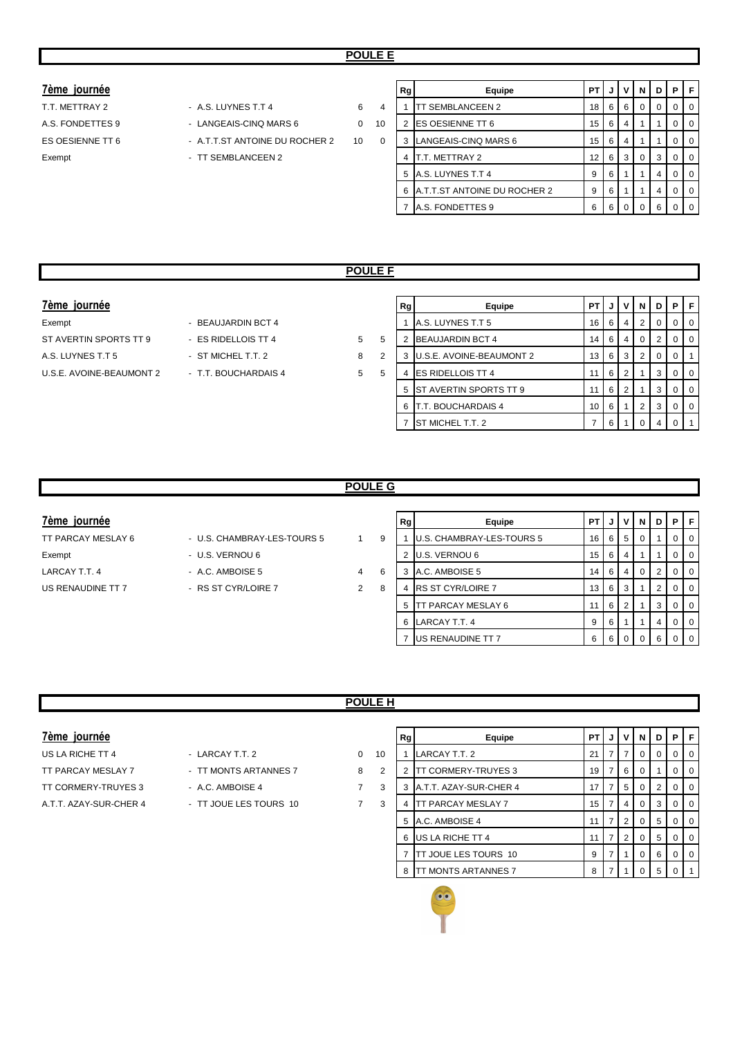## POULE E

### 7ème journée

| | | | |
|---|---|---|---|
| T.T. METTRAY 2 | - A.S. LUYNES T.T 4 | 6 | 4 |
| A.S. FONDETTES 9 | - LANGEAIS-CINQ MARS 6 | 0 | 10 |
| ES OESIENNE TT 6 | - A.T.T.ST ANTOINE DU ROCHER 2 | 10 | 0 |
| Exempt | - TT SEMBLANCEEN 2 | | |

| Rg | Equipe | PT | J | V | N | D | P | F |
|---|---|---|---|---|---|---|---|---|
| 1 | TT SEMBLANCEEN 2 | 18 | 6 | 6 | 0 | 0 | 0 | 0 |
| 2 | ES OESIENNE TT 6 | 15 | 6 | 4 | 1 | 1 | 0 | 0 |
| 3 | LANGEAIS-CINQ MARS 6 | 15 | 6 | 4 | 1 | 1 | 0 | 0 |
| 4 | T.T. METTRAY 2 | 12 | 6 | 3 | 0 | 3 | 0 | 0 |
| 5 | A.S. LUYNES T.T 4 | 9 | 6 | 1 | 1 | 4 | 0 | 0 |
| 6 | A.T.T.ST ANTOINE DU ROCHER 2 | 9 | 6 | 1 | 1 | 4 | 0 | 0 |
| 7 | A.S. FONDETTES 9 | 6 | 6 | 0 | 0 | 6 | 0 | 0 |

## POULE F

### 7ème journée

| | | | |
|---|---|---|---|
| Exempt | - BEAUJARDIN BCT 4 | | |
| ST AVERTIN SPORTS TT 9 | - ES RIDELLOIS TT 4 | 5 | 5 |
| A.S. LUYNES T.T 5 | - ST MICHEL T.T. 2 | 8 | 2 |
| U.S.E. AVOINE-BEAUMONT 2 | - T.T. BOUCHARDAIS 4 | 5 | 5 |

| Rg | Equipe | PT | J | V | N | D | P | F |
|---|---|---|---|---|---|---|---|---|
| 1 | A.S. LUYNES T.T 5 | 16 | 6 | 4 | 2 | 0 | 0 | 0 |
| 2 | BEAUJARDIN BCT 4 | 14 | 6 | 4 | 0 | 2 | 0 | 0 |
| 3 | U.S.E. AVOINE-BEAUMONT 2 | 13 | 6 | 3 | 2 | 0 | 0 | 1 |
| 4 | ES RIDELLOIS TT 4 | 11 | 6 | 2 | 1 | 3 | 0 | 0 |
| 5 | ST AVERTIN SPORTS TT 9 | 11 | 6 | 2 | 1 | 3 | 0 | 0 |
| 6 | T.T. BOUCHARDAIS 4 | 10 | 6 | 1 | 2 | 3 | 0 | 0 |
| 7 | ST MICHEL T.T. 2 | 7 | 6 | 1 | 0 | 4 | 0 | 1 |

## POULE G

### 7ème journée

| | | | |
|---|---|---|---|
| TT PARCAY MESLAY 6 | - U.S. CHAMBRAY-LES-TOURS 5 | 1 | 9 |
| Exempt | - U.S. VERNOU 6 | | |
| LARCAY T.T. 4 | - A.C. AMBOISE 5 | 4 | 6 |
| US RENAUDINE TT 7 | - RS ST CYR/LOIRE 7 | 2 | 8 |

| Rg | Equipe | PT | J | V | N | D | P | F |
|---|---|---|---|---|---|---|---|---|
| 1 | U.S. CHAMBRAY-LES-TOURS 5 | 16 | 6 | 5 | 0 | 1 | 0 | 0 |
| 2 | U.S. VERNOU 6 | 15 | 6 | 4 | 1 | 1 | 0 | 0 |
| 3 | A.C. AMBOISE 5 | 14 | 6 | 4 | 0 | 2 | 0 | 0 |
| 4 | RS ST CYR/LOIRE 7 | 13 | 6 | 3 | 1 | 2 | 0 | 0 |
| 5 | TT PARCAY MESLAY 6 | 11 | 6 | 2 | 1 | 3 | 0 | 0 |
| 6 | LARCAY T.T. 4 | 9 | 6 | 1 | 1 | 4 | 0 | 0 |
| 7 | US RENAUDINE TT 7 | 6 | 6 | 0 | 0 | 6 | 0 | 0 |

## POULE H

### 7ème journée

| | | | |
|---|---|---|---|
| US LA RICHE TT 4 | - LARCAY T.T. 2 | 0 | 10 |
| TT PARCAY MESLAY 7 | - TT MONTS ARTANNES 7 | 8 | 2 |
| TT CORMERY-TRUYES 3 | - A.C. AMBOISE 4 | 7 | 3 |
| A.T.T. AZAY-SUR-CHER 4 | - TT JOUE LES TOURS 10 | 7 | 3 |

| Rg | Equipe | PT | J | V | N | D | P | F |
|---|---|---|---|---|---|---|---|---|
| 1 | LARCAY T.T. 2 | 21 | 7 | 7 | 0 | 0 | 0 | 0 |
| 2 | TT CORMERY-TRUYES 3 | 19 | 7 | 6 | 0 | 1 | 0 | 0 |
| 3 | A.T.T. AZAY-SUR-CHER 4 | 17 | 7 | 5 | 0 | 2 | 0 | 0 |
| 4 | TT PARCAY MESLAY 7 | 15 | 7 | 4 | 0 | 3 | 0 | 0 |
| 5 | A.C. AMBOISE 4 | 11 | 7 | 2 | 0 | 5 | 0 | 0 |
| 6 | US LA RICHE TT 4 | 11 | 7 | 2 | 0 | 5 | 0 | 0 |
| 7 | TT JOUE LES TOURS 10 | 9 | 7 | 1 | 0 | 6 | 0 | 0 |
| 8 | TT MONTS ARTANNES 7 | 8 | 7 | 1 | 0 | 5 | 0 | 1 |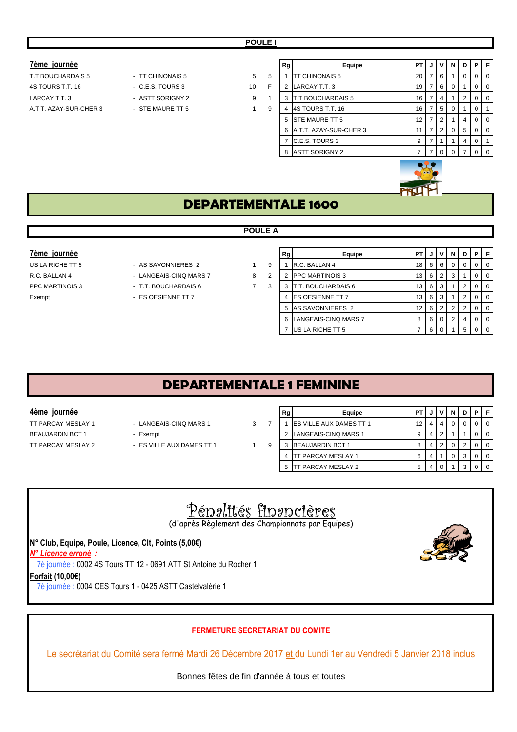## POULE I

### 7ème journée

| | | | |
|---|---|---|---|
| T.T BOUCHARDAIS 5 | - TT CHINONAIS 5 | 5 | 5 |
| 4S TOURS T.T. 16 | - C.E.S. TOURS 3 | 10 | F |
| LARCAY T.T. 3 | - ASTT SORIGNY 2 | 9 | 1 |
| A.T.T. AZAY-SUR-CHER 3 | - STE MAURE TT 5 | 1 | 9 |

| Rg | Equipe | PT | J | V | N | D | P | F |
|---|---|---|---|---|---|---|---|---|
| 1 | TT CHINONAIS 5 | 20 | 7 | 6 | 1 | 0 | 0 | 0 |
| 2 | LARCAY T.T. 3 | 19 | 7 | 6 | 0 | 1 | 0 | 0 |
| 3 | T.T BOUCHARDAIS 5 | 16 | 7 | 4 | 1 | 2 | 0 | 0 |
| 4 | 4S TOURS T.T. 16 | 16 | 7 | 5 | 0 | 1 | 0 | 1 |
| 5 | STE MAURE TT 5 | 12 | 7 | 2 | 1 | 4 | 0 | 0 |
| 6 | A.T.T. AZAY-SUR-CHER 3 | 11 | 7 | 2 | 0 | 5 | 0 | 0 |
| 7 | C.E.S. TOURS 3 | 9 | 7 | 1 | 1 | 4 | 0 | 1 |
| 8 | ASTT SORIGNY 2 | 7 | 7 | 0 | 0 | 7 | 0 | 0 |

# DEPARTEMENTALE 1600

## POULE A

### 7ème journée

| | | | |
|---|---|---|---|
| US LA RICHE TT 5 | - AS SAVONNIERES 2 | 1 | 9 |
| R.C. BALLAN 4 | - LANGEAIS-CINQ MARS 7 | 8 | 2 |
| PPC MARTINOIS 3 | - T.T. BOUCHARDAIS 6 | 7 | 3 |
| Exempt | - ES OESIENNE TT 7 | | |

| Rg | Equipe | PT | J | V | N | D | P | F |
|---|---|---|---|---|---|---|---|---|
| 1 | R.C. BALLAN 4 | 18 | 6 | 6 | 0 | 0 | 0 | 0 |
| 2 | PPC MARTINOIS 3 | 13 | 6 | 2 | 3 | 1 | 0 | 0 |
| 3 | T.T. BOUCHARDAIS 6 | 13 | 6 | 3 | 1 | 2 | 0 | 0 |
| 4 | ES OESIENNE TT 7 | 13 | 6 | 3 | 1 | 2 | 0 | 0 |
| 5 | AS SAVONNIERES 2 | 12 | 6 | 2 | 2 | 2 | 0 | 0 |
| 6 | LANGEAIS-CINQ MARS 7 | 8 | 6 | 0 | 2 | 4 | 0 | 0 |
| 7 | US LA RICHE TT 5 | 7 | 6 | 0 | 1 | 5 | 0 | 0 |

# DEPARTEMENTALE 1 FEMININE

### 4ème journée

| | | | |
|---|---|---|---|
| TT PARCAY MESLAY 1 | - LANGEAIS-CINQ MARS 1 | 3 | 7 |
| BEAUJARDIN BCT 1 | - Exempt | | |
| TT PARCAY MESLAY 2 | - ES VILLE AUX DAMES TT 1 | 1 | 9 |

| Rg | Equipe | PT | J | V | N | D | P | F |
|---|---|---|---|---|---|---|---|---|
| 1 | ES VILLE AUX DAMES TT 1 | 12 | 4 | 4 | 0 | 0 | 0 | 0 |
| 2 | LANGEAIS-CINQ MARS 1 | 9 | 4 | 2 | 1 | 1 | 0 | 0 |
| 3 | BEAUJARDIN BCT 1 | 8 | 4 | 2 | 0 | 2 | 0 | 0 |
| 4 | TT PARCAY MESLAY 1 | 6 | 4 | 1 | 0 | 3 | 0 | 0 |
| 5 | TT PARCAY MESLAY 2 | 5 | 4 | 0 | 1 | 3 | 0 | 0 |

## Pénalités financières

(d'après Règlement des Championnats par Equipes)

**N° Club, Equipe, Poule, Licence, Clt, Points (5,00€)**

***N° Licence erroné :***

7è journée : 0002 4S Tours TT 12 - 0691 ATT St Antoine du Rocher 1

**Forfait (10,00€)**

7è journée : 0004 CES Tours 1 - 0425 ASTT Castelvalérie 1

**FERMETURE SECRETARIAT DU COMITE**

Le secrétariat du Comité sera fermé Mardi 26 Décembre 2017 et du Lundi 1er au Vendredi 5 Janvier 2018 inclus

Bonnes fêtes de fin d'année à tous et toutes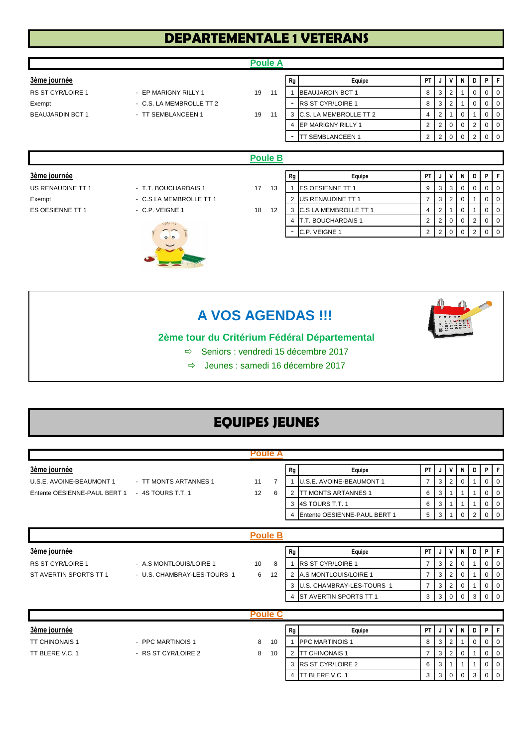# DEPARTEMENTALE 1 VETERANS

## Poule A

**3ème journée**

| | | | |
|---|---|---|---|
| RS ST CYR/LOIRE 1 | - EP MARIGNY RILLY 1 | 19 | 11 |
| Exempt | - C.S. LA MEMBROLLE TT 2 | | |
| BEAUJARDIN BCT 1 | - TT SEMBLANCEEN 1 | 19 | 11 |

| Rg | Equipe | PT | J | V | N | D | P | F |
|---|---|---|---|---|---|---|---|---|
| 1 | BEAUJARDIN BCT 1 | 8 | 3 | 2 | 1 | 0 | 0 | 0 |
| - | RS ST CYR/LOIRE 1 | 8 | 3 | 2 | 1 | 0 | 0 | 0 |
| 3 | C.S. LA MEMBROLLE TT 2 | 4 | 2 | 1 | 0 | 1 | 0 | 0 |
| 4 | EP MARIGNY RILLY 1 | 2 | 2 | 0 | 0 | 2 | 0 | 0 |
| - | TT SEMBLANCEEN 1 | 2 | 2 | 0 | 0 | 2 | 0 | 0 |

## Poule B

**3ème journée**

| | | | |
|---|---|---|---|
| US RENAUDINE TT 1 | - T.T. BOUCHARDAIS 1 | 17 | 13 |
| Exempt | - C.S LA MEMBROLLE TT 1 | | |
| ES OESIENNE TT 1 | - C.P. VEIGNE 1 | 18 | 12 |

| Rg | Equipe | PT | J | V | N | D | P | F |
|---|---|---|---|---|---|---|---|---|
| 1 | ES OESIENNE TT 1 | 9 | 3 | 3 | 0 | 0 | 0 | 0 |
| 2 | US RENAUDINE TT 1 | 7 | 3 | 2 | 0 | 1 | 0 | 0 |
| 3 | C.S LA MEMBROLLE TT 1 | 4 | 2 | 1 | 0 | 1 | 0 | 0 |
| 4 | T.T. BOUCHARDAIS 1 | 2 | 2 | 0 | 0 | 2 | 0 | 0 |
| - | C.P. VEIGNE 1 | 2 | 2 | 0 | 0 | 2 | 0 | 0 |

## A VOS AGENDAS !!!

**2ème tour du Critérium Fédéral Départemental**

- ⇨ Seniors : vendredi 15 décembre 2017
- ⇨ Jeunes : samedi 16 décembre 2017

# EQUIPES JEUNES

## Poule A

**3ème journée**

| | | | |
|---|---|---|---|
| U.S.E. AVOINE-BEAUMONT 1 | - TT MONTS ARTANNES 1 | 11 | 7 |
| Entente OESIENNE-PAUL BERT 1 | - 4S TOURS T.T. 1 | 12 | 6 |

| Rg | Equipe | PT | J | V | N | D | P | F |
|---|---|---|---|---|---|---|---|---|
| 1 | U.S.E. AVOINE-BEAUMONT 1 | 7 | 3 | 2 | 0 | 1 | 0 | 0 |
| 2 | TT MONTS ARTANNES 1 | 6 | 3 | 1 | 1 | 1 | 0 | 0 |
| 3 | 4S TOURS T.T. 1 | 6 | 3 | 1 | 1 | 1 | 0 | 0 |
| 4 | Entente OESIENNE-PAUL BERT 1 | 5 | 3 | 1 | 0 | 2 | 0 | 0 |

## Poule B

**3ème journée**

| | | | |
|---|---|---|---|
| RS ST CYR/LOIRE 1 | - A.S MONTLOUIS/LOIRE 1 | 10 | 8 |
| ST AVERTIN SPORTS TT 1 | - U.S. CHAMBRAY-LES-TOURS 1 | 6 | 12 |

| Rg | Equipe | PT | J | V | N | D | P | F |
|---|---|---|---|---|---|---|---|---|
| 1 | RS ST CYR/LOIRE 1 | 7 | 3 | 2 | 0 | 1 | 0 | 0 |
| 2 | A.S MONTLOUIS/LOIRE 1 | 7 | 3 | 2 | 0 | 1 | 0 | 0 |
| 3 | U.S. CHAMBRAY-LES-TOURS 1 | 7 | 3 | 2 | 0 | 1 | 0 | 0 |
| 4 | ST AVERTIN SPORTS TT 1 | 3 | 3 | 0 | 0 | 3 | 0 | 0 |

## Poule C

**3ème journée**

| | | | |
|---|---|---|---|
| TT CHINONAIS 1 | - PPC MARTINOIS 1 | 8 | 10 |
| TT BLERE V.C. 1 | - RS ST CYR/LOIRE 2 | 8 | 10 |

| Rg | Equipe | PT | J | V | N | D | P | F |
|---|---|---|---|---|---|---|---|---|
| 1 | PPC MARTINOIS 1 | 8 | 3 | 2 | 1 | 0 | 0 | 0 |
| 2 | TT CHINONAIS 1 | 7 | 3 | 2 | 0 | 1 | 0 | 0 |
| 3 | RS ST CYR/LOIRE 2 | 6 | 3 | 1 | 1 | 1 | 0 | 0 |
| 4 | TT BLERE V.C. 1 | 3 | 3 | 0 | 0 | 3 | 0 | 0 |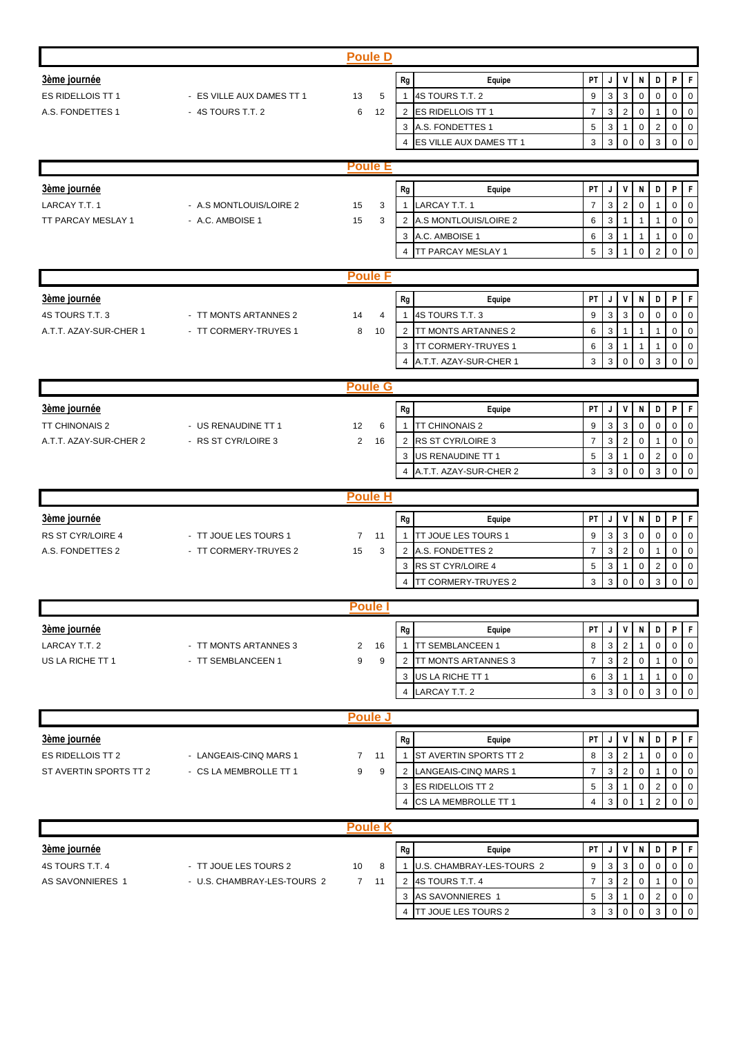## Poule D

**3ème journée**

| | | | |
|---|---|---|---|
| ES RIDELLOIS TT 1 | - ES VILLE AUX DAMES TT 1 | 13 | 5 |
| A.S. FONDETTES 1 | - 4S TOURS T.T. 2 | 6 | 12 |

| Rg | Equipe | PT | J | V | N | D | P | F |
|---|---|---|---|---|---|---|---|---|
| 1 | 4S TOURS T.T. 2 | 9 | 3 | 3 | 0 | 0 | 0 | 0 |
| 2 | ES RIDELLOIS TT 1 | 7 | 3 | 2 | 0 | 1 | 0 | 0 |
| 3 | A.S. FONDETTES 1 | 5 | 3 | 1 | 0 | 2 | 0 | 0 |
| 4 | ES VILLE AUX DAMES TT 1 | 3 | 3 | 0 | 0 | 3 | 0 | 0 |

## Poule E

**3ème journée**

| | | | |
|---|---|---|---|
| LARCAY T.T. 1 | - A.S MONTLOUIS/LOIRE 2 | 15 | 3 |
| TT PARCAY MESLAY 1 | - A.C. AMBOISE 1 | 15 | 3 |

| Rg | Equipe | PT | J | V | N | D | P | F |
|---|---|---|---|---|---|---|---|---|
| 1 | LARCAY T.T. 1 | 7 | 3 | 2 | 0 | 1 | 0 | 0 |
| 2 | A.S MONTLOUIS/LOIRE 2 | 6 | 3 | 1 | 1 | 1 | 0 | 0 |
| 3 | A.C. AMBOISE 1 | 6 | 3 | 1 | 1 | 1 | 0 | 0 |
| 4 | TT PARCAY MESLAY 1 | 5 | 3 | 1 | 0 | 2 | 0 | 0 |

## Poule F

**3ème journée**

| | | | |
|---|---|---|---|
| 4S TOURS T.T. 3 | - TT MONTS ARTANNES 2 | 14 | 4 |
| A.T.T. AZAY-SUR-CHER 1 | - TT CORMERY-TRUYES 1 | 8 | 10 |

| Rg | Equipe | PT | J | V | N | D | P | F |
|---|---|---|---|---|---|---|---|---|
| 1 | 4S TOURS T.T. 3 | 9 | 3 | 3 | 0 | 0 | 0 | 0 |
| 2 | TT MONTS ARTANNES 2 | 6 | 3 | 1 | 1 | 1 | 0 | 0 |
| 3 | TT CORMERY-TRUYES 1 | 6 | 3 | 1 | 1 | 1 | 0 | 0 |
| 4 | A.T.T. AZAY-SUR-CHER 1 | 3 | 3 | 0 | 0 | 3 | 0 | 0 |

## Poule G

**3ème journée**

| | | | |
|---|---|---|---|
| TT CHINONAIS 2 | - US RENAUDINE TT 1 | 12 | 6 |
| A.T.T. AZAY-SUR-CHER 2 | - RS ST CYR/LOIRE 3 | 2 | 16 |

| Rg | Equipe | PT | J | V | N | D | P | F |
|---|---|---|---|---|---|---|---|---|
| 1 | TT CHINONAIS 2 | 9 | 3 | 3 | 0 | 0 | 0 | 0 |
| 2 | RS ST CYR/LOIRE 3 | 7 | 3 | 2 | 0 | 1 | 0 | 0 |
| 3 | US RENAUDINE TT 1 | 5 | 3 | 1 | 0 | 2 | 0 | 0 |
| 4 | A.T.T. AZAY-SUR-CHER 2 | 3 | 3 | 0 | 0 | 3 | 0 | 0 |

## Poule H

**3ème journée**

| | | | |
|---|---|---|---|
| RS ST CYR/LOIRE 4 | - TT JOUE LES TOURS 1 | 7 | 11 |
| A.S. FONDETTES 2 | - TT CORMERY-TRUYES 2 | 15 | 3 |

| Rg | Equipe | PT | J | V | N | D | P | F |
|---|---|---|---|---|---|---|---|---|
| 1 | TT JOUE LES TOURS 1 | 9 | 3 | 3 | 0 | 0 | 0 | 0 |
| 2 | A.S. FONDETTES 2 | 7 | 3 | 2 | 0 | 1 | 0 | 0 |
| 3 | RS ST CYR/LOIRE 4 | 5 | 3 | 1 | 0 | 2 | 0 | 0 |
| 4 | TT CORMERY-TRUYES 2 | 3 | 3 | 0 | 0 | 3 | 0 | 0 |

## Poule I

**3ème journée**

| | | | |
|---|---|---|---|
| LARCAY T.T. 2 | - TT MONTS ARTANNES 3 | 2 | 16 |
| US LA RICHE TT 1 | - TT SEMBLANCEEN 1 | 9 | 9 |

| Rg | Equipe | PT | J | V | N | D | P | F |
|---|---|---|---|---|---|---|---|---|
| 1 | TT SEMBLANCEEN 1 | 8 | 3 | 2 | 1 | 0 | 0 | 0 |
| 2 | TT MONTS ARTANNES 3 | 7 | 3 | 2 | 0 | 1 | 0 | 0 |
| 3 | US LA RICHE TT 1 | 6 | 3 | 1 | 1 | 1 | 0 | 0 |
| 4 | LARCAY T.T. 2 | 3 | 3 | 0 | 0 | 3 | 0 | 0 |

## Poule J

**3ème journée**

| | | | |
|---|---|---|---|
| ES RIDELLOIS TT 2 | - LANGEAIS-CINQ MARS 1 | 7 | 11 |
| ST AVERTIN SPORTS TT 2 | - CS LA MEMBROLLE TT 1 | 9 | 9 |

| Rg | Equipe | PT | J | V | N | D | P | F |
|---|---|---|---|---|---|---|---|---|
| 1 | ST AVERTIN SPORTS TT 2 | 8 | 3 | 2 | 1 | 0 | 0 | 0 |
| 2 | LANGEAIS-CINQ MARS 1 | 7 | 3 | 2 | 0 | 1 | 0 | 0 |
| 3 | ES RIDELLOIS TT 2 | 5 | 3 | 1 | 0 | 2 | 0 | 0 |
| 4 | CS LA MEMBROLLE TT 1 | 4 | 3 | 0 | 1 | 2 | 0 | 0 |

## Poule K

**3ème journée**

| | | | |
|---|---|---|---|
| 4S TOURS T.T. 4 | - TT JOUE LES TOURS 2 | 10 | 8 |
| AS SAVONNIERES 1 | - U.S. CHAMBRAY-LES-TOURS 2 | 7 | 11 |

| Rg | Equipe | PT | J | V | N | D | P | F |
|---|---|---|---|---|---|---|---|---|
| 1 | U.S. CHAMBRAY-LES-TOURS 2 | 9 | 3 | 3 | 0 | 0 | 0 | 0 |
| 2 | 4S TOURS T.T. 4 | 7 | 3 | 2 | 0 | 1 | 0 | 0 |
| 3 | AS SAVONNIERES 1 | 5 | 3 | 1 | 0 | 2 | 0 | 0 |
| 4 | TT JOUE LES TOURS 2 | 3 | 3 | 0 | 0 | 3 | 0 | 0 |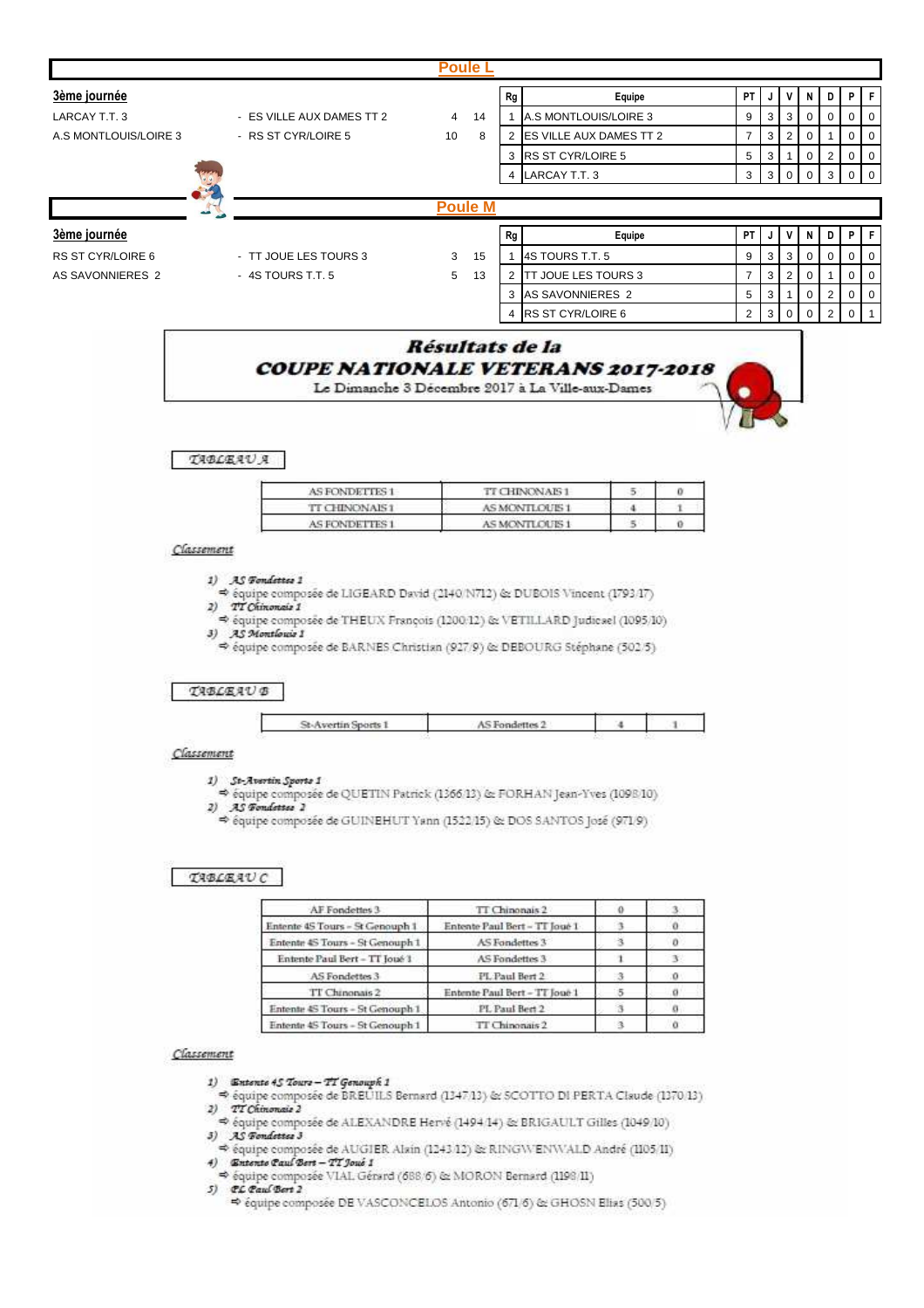## Poule L

**3ème journée**

| | | | |
|---|---|---|---|
| LARCAY T.T. 3 | - ES VILLE AUX DAMES TT 2 | 4 | 14 |
| A.S MONTLOUIS/LOIRE 3 | - RS ST CYR/LOIRE 5 | 10 | 8 |

| Rg | Equipe | PT | J | V | N | D | P | F |
|---|---|---|---|---|---|---|---|---|
| 1 | A.S MONTLOUIS/LOIRE 3 | 9 | 3 | 3 | 0 | 0 | 0 | 0 |
| 2 | ES VILLE AUX DAMES TT 2 | 7 | 3 | 2 | 0 | 1 | 0 | 0 |
| 3 | RS ST CYR/LOIRE 5 | 5 | 3 | 1 | 0 | 2 | 0 | 0 |
| 4 | LARCAY T.T. 3 | 3 | 3 | 0 | 0 | 3 | 0 | 0 |

## Poule M

**3ème journée**

| | | | |
|---|---|---|---|
| RS ST CYR/LOIRE 6 | - TT JOUE LES TOURS 3 | 3 | 15 |
| AS SAVONNIERES 2 | - 4S TOURS T.T. 5 | 5 | 13 |

| Rg | Equipe | PT | J | V | N | D | P | F |
|---|---|---|---|---|---|---|---|---|
| 1 | 4S TOURS T.T. 5 | 9 | 3 | 3 | 0 | 0 | 0 | 0 |
| 2 | TT JOUE LES TOURS 3 | 7 | 3 | 2 | 0 | 1 | 0 | 0 |
| 3 | AS SAVONNIERES 2 | 5 | 3 | 1 | 0 | 2 | 0 | 0 |
| 4 | RS ST CYR/LOIRE 6 | 2 | 3 | 0 | 0 | 2 | 0 | 1 |

# Résultats de la COUPE NATIONALE VETERANS 2017-2018

Le Dimanche 3 Décembre 2017 à La Ville-aux-Dames

## TABLEAU A

| | | | |
|---|---|---|---|
| AS FONDETTES 1 | TT CHINONAIS 1 | 5 | 0 |
| TT CHINONAIS 1 | AS MONTLOUIS 1 | 4 | 1 |
| AS FONDETTES 1 | AS MONTLOUIS 1 | 5 | 0 |

*Classement*

1) *AS Fondettes 1*
   ⇒ équipe composée de LIGEARD David (2140/N712) & DUBOIS Vincent (1793/17)
2) *TT Chinonais 1*
   ⇒ équipe composée de THEUX François (1200/12) & VETILLARD Judicael (1095/10)
3) *AS Montlouis 1*
   ⇒ équipe composée de BARNES Christian (927/9) & DEBOURG Stéphane (502/5)

## TABLEAU B

| | | | |
|---|---|---|---|
| St-Avertin Sports 1 | AS Fondettes 2 | 4 | 1 |

*Classement*

1) *St-Avertin Sports 1*
   ⇒ équipe composée de QUETIN Patrick (1366/13) & FORHAN Jean-Yves (1098/10)
2) *AS Fondettes 2*
   ⇒ équipe composée de GUINEHUT Yann (1522/15) & DOS SANTOS José (971/9)

## TABLEAU C

| | | | |
|---|---|---|---|
| AF Fondettes 3 | TT Chinonais 2 | 0 | 3 |
| Entente 4S Tours - St Genouph 1 | Entente Paul Bert - TT Joué 1 | 3 | 0 |
| Entente 4S Tours - St Genouph 1 | AS Fondettes 3 | 3 | 0 |
| Entente Paul Bert - TT Joué 1 | AS Fondettes 3 | 1 | 3 |
| AS Fondettes 3 | PL Paul Bert 2 | 3 | 0 |
| TT Chinonais 2 | Entente Paul Bert - TT Joué 1 | 5 | 0 |
| Entente 4S Tours - St Genouph 1 | PL Paul Bert 2 | 3 | 0 |
| Entente 4S Tours - St Genouph 1 | TT Chinonais 2 | 3 | 0 |

*Classement*

1) *Entente 4S Tours – TT Genouph 1*
   ⇒ équipe composée de BREUILS Bernard (1347/13) & SCOTTO DI PERTA Claude (1370/13)
2) *TT Chinonais 2*
   ⇒ équipe composée de ALEXANDRE Hervé (1494/14) & BRIGAULT Gilles (1049/10)
3) *AS Fondettes 3*
   ⇒ équipe composée de AUGIER Alain (1243/12) & RINGWENWALD André (1105/11)
4) *Entente Paul Bert – TT Joué 1*
   ⇒ équipe composée VIAL Gérard (688/6) & MORON Bernard (1198/11)
5) *PL Paul Bert 2*
   ⇒ équipe composée DE VASCONCELOS Antonio (671/6) & GHOSN Elias (500/5)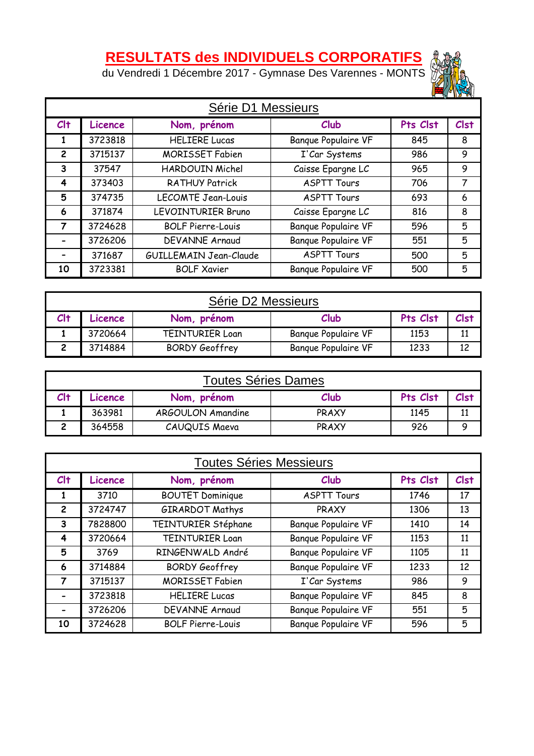# RESULTATS des INDIVIDUELS CORPORATIFS

du Vendredi 1 Décembre 2017 - Gymnase Des Varennes - MONTS

| Série D1 Messieurs | | | | | |
|---|---|---|---|---|---|
| Clt | Licence | Nom, prénom | Club | Pts Clst | Clst |
| 1 | 3723818 | HELIERE Lucas | Banque Populaire VF | 845 | 8 |
| 2 | 3715137 | MORISSET Fabien | I'Car Systems | 986 | 9 |
| 3 | 37547 | HARDOUIN Michel | Caisse Epargne LC | 965 | 9 |
| 4 | 373403 | RATHUY Patrick | ASPTT Tours | 706 | 7 |
| 5 | 374735 | LECOMTE Jean-Louis | ASPTT Tours | 693 | 6 |
| 6 | 371874 | LEVOINTURIER Bruno | Caisse Epargne LC | 816 | 8 |
| 7 | 3724628 | BOLF Pierre-Louis | Banque Populaire VF | 596 | 5 |
| - | 3726206 | DEVANNE Arnaud | Banque Populaire VF | 551 | 5 |
| - | 371687 | GUILLEMAIN Jean-Claude | ASPTT Tours | 500 | 5 |
| 10 | 3723381 | BOLF Xavier | Banque Populaire VF | 500 | 5 |

| Série D2 Messieurs | | | | | |
|---|---|---|---|---|---|
| Clt | Licence | Nom, prénom | Club | Pts Clst | Clst |
| 1 | 3720664 | TEINTURIER Loan | Banque Populaire VF | 1153 | 11 |
| 2 | 3714884 | BORDY Geoffrey | Banque Populaire VF | 1233 | 12 |

| Toutes Séries Dames | | | | | |
|---|---|---|---|---|---|
| Clt | Licence | Nom, prénom | Club | Pts Clst | Clst |
| 1 | 363981 | ARGOULON Amandine | PRAXY | 1145 | 11 |
| 2 | 364558 | CAUQUIS Maeva | PRAXY | 926 | 9 |

| Toutes Séries Messieurs | | | | | |
|---|---|---|---|---|---|
| Clt | Licence | Nom, prénom | Club | Pts Clst | Clst |
| 1 | 3710 | BOUTET Dominique | ASPTT Tours | 1746 | 17 |
| 2 | 3724747 | GIRARDOT Mathys | PRAXY | 1306 | 13 |
| 3 | 7828800 | TEINTURIER Stéphane | Banque Populaire VF | 1410 | 14 |
| 4 | 3720664 | TEINTURIER Loan | Banque Populaire VF | 1153 | 11 |
| 5 | 3769 | RINGENWALD André | Banque Populaire VF | 1105 | 11 |
| 6 | 3714884 | BORDY Geoffrey | Banque Populaire VF | 1233 | 12 |
| 7 | 3715137 | MORISSET Fabien | I'Car Systems | 986 | 9 |
| - | 3723818 | HELIERE Lucas | Banque Populaire VF | 845 | 8 |
| - | 3726206 | DEVANNE Arnaud | Banque Populaire VF | 551 | 5 |
| 10 | 3724628 | BOLF Pierre-Louis | Banque Populaire VF | 596 | 5 |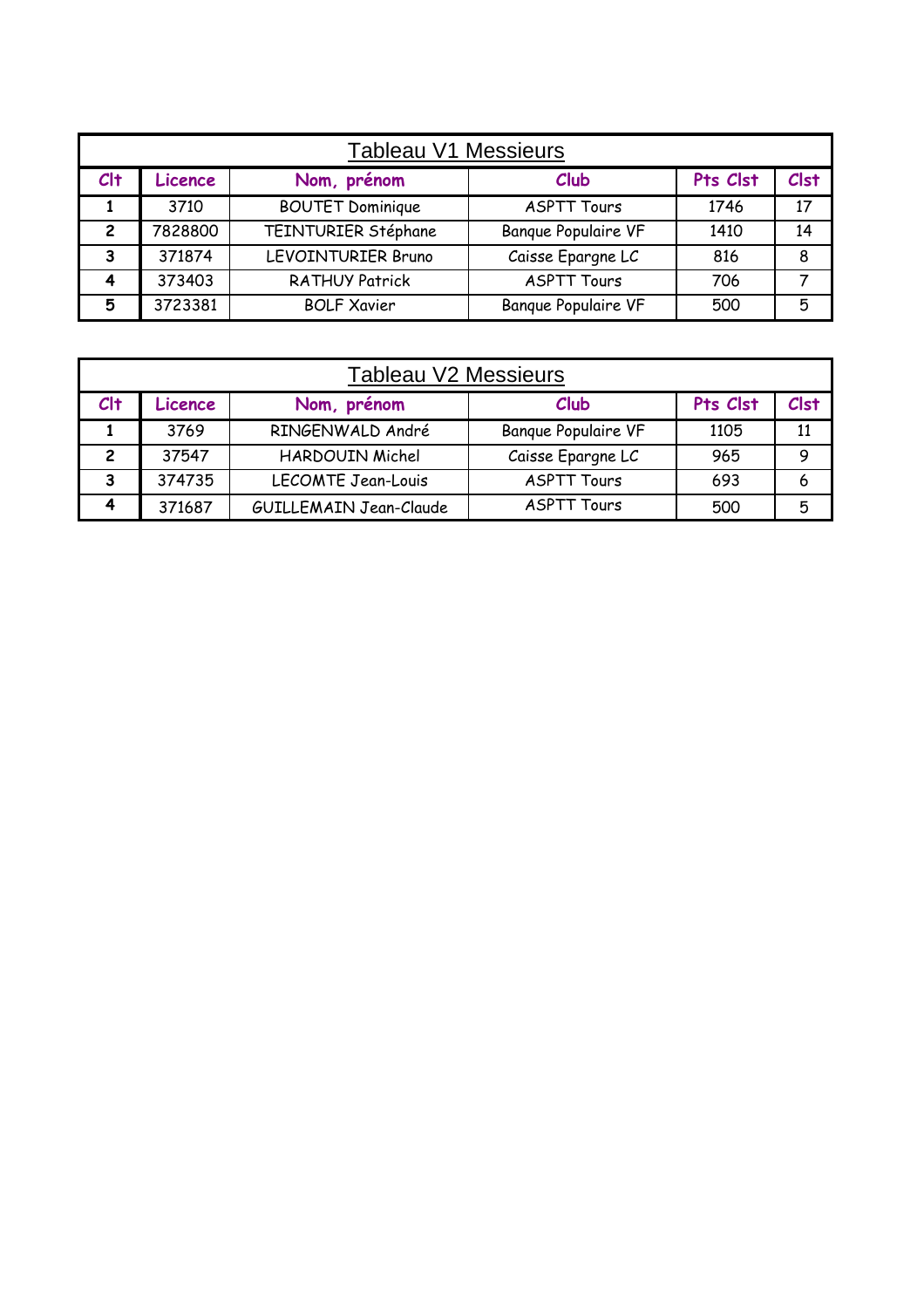## Tableau V1 Messieurs

| Clt | Licence | Nom, prénom | Club | Pts Clst | Clst |
|---|---|---|---|---|---|
| 1 | 3710 | BOUTET Dominique | ASPTT Tours | 1746 | 17 |
| 2 | 7828800 | TEINTURIER Stéphane | Banque Populaire VF | 1410 | 14 |
| 3 | 371874 | LEVOINTURIER Bruno | Caisse Epargne LC | 816 | 8 |
| 4 | 373403 | RATHUY Patrick | ASPTT Tours | 706 | 7 |
| 5 | 3723381 | BOLF Xavier | Banque Populaire VF | 500 | 5 |

## Tableau V2 Messieurs

| Clt | Licence | Nom, prénom | Club | Pts Clst | Clst |
|---|---|---|---|---|---|
| 1 | 3769 | RINGENWALD André | Banque Populaire VF | 1105 | 11 |
| 2 | 37547 | HARDOUIN Michel | Caisse Epargne LC | 965 | 9 |
| 3 | 374735 | LECOMTE Jean-Louis | ASPTT Tours | 693 | 6 |
| 4 | 371687 | GUILLEMAIN Jean-Claude | ASPTT Tours | 500 | 5 |